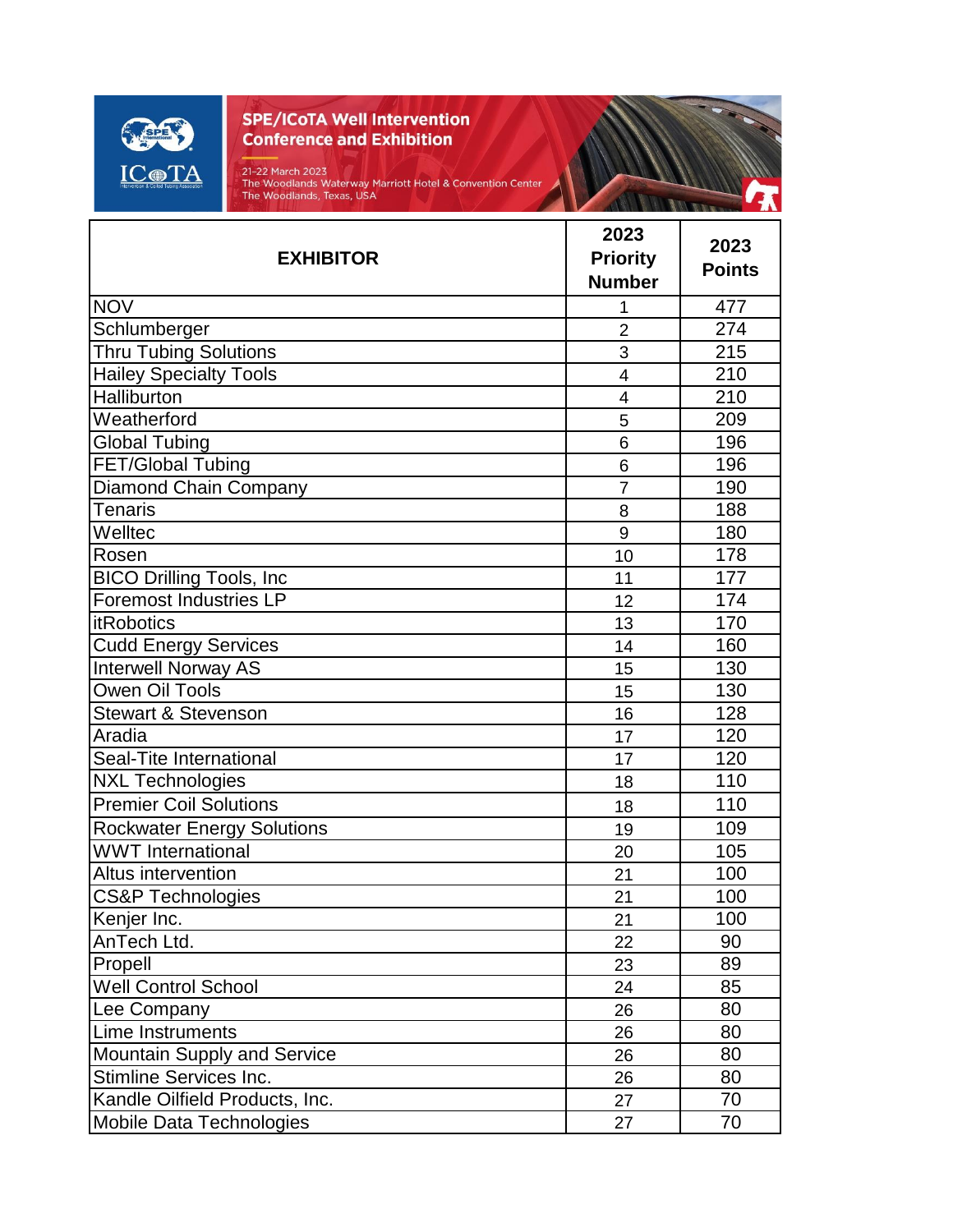**SPE/ICoTA Well Intervention Conference and Exhibition**

21-22 March 2023
The Woodlands Waterway Marriott Hotel & Convention Center
The Woodlands, Texas, USA

| EXHIBITOR | 2023 Priority Number | 2023 Points |
|---|---|---|
| NOV | 1 | 477 |
| Schlumberger | 2 | 274 |
| Thru Tubing Solutions | 3 | 215 |
| Hailey Specialty Tools | 4 | 210 |
| Halliburton | 4 | 210 |
| Weatherford | 5 | 209 |
| Global Tubing | 6 | 196 |
| FET/Global Tubing | 6 | 196 |
| Diamond Chain Company | 7 | 190 |
| Tenaris | 8 | 188 |
| Welltec | 9 | 180 |
| Rosen | 10 | 178 |
| BICO Drilling Tools, Inc | 11 | 177 |
| Foremost Industries LP | 12 | 174 |
| itRobotics | 13 | 170 |
| Cudd Energy Services | 14 | 160 |
| Interwell Norway AS | 15 | 130 |
| Owen Oil Tools | 15 | 130 |
| Stewart & Stevenson | 16 | 128 |
| Aradia | 17 | 120 |
| Seal-Tite International | 17 | 120 |
| NXL Technologies | 18 | 110 |
| Premier Coil Solutions | 18 | 110 |
| Rockwater Energy Solutions | 19 | 109 |
| WWT International | 20 | 105 |
| Altus intervention | 21 | 100 |
| CS&P Technologies | 21 | 100 |
| Kenjer Inc. | 21 | 100 |
| AnTech Ltd. | 22 | 90 |
| Propell | 23 | 89 |
| Well Control School | 24 | 85 |
| Lee Company | 26 | 80 |
| Lime Instruments | 26 | 80 |
| Mountain Supply and Service | 26 | 80 |
| Stimline Services Inc. | 26 | 80 |
| Kandle Oilfield Products, Inc. | 27 | 70 |
| Mobile Data Technologies | 27 | 70 |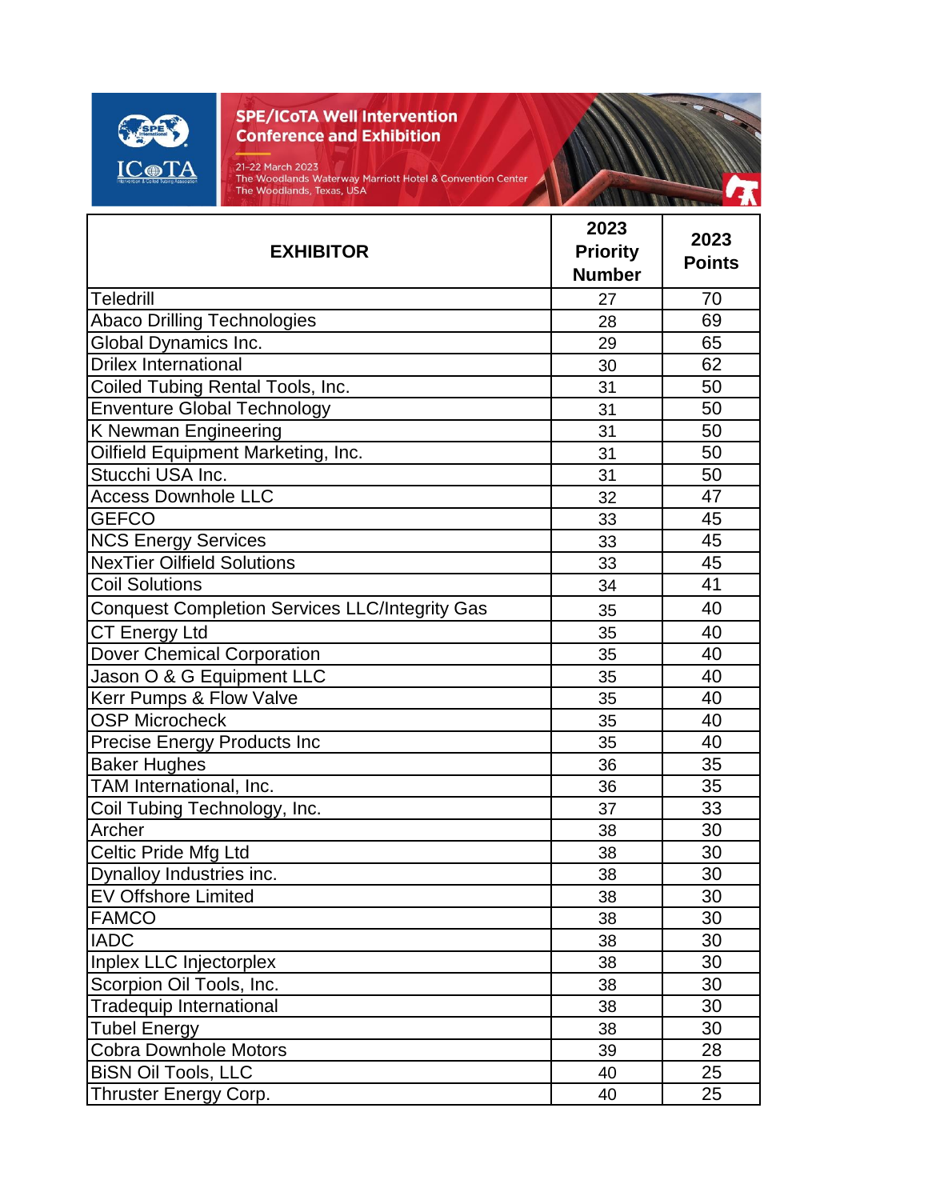SPE/ICoTA Well Intervention Conference and Exhibition

21-22 March 2023
The Woodlands Waterway Marriott Hotel & Convention Center
The Woodlands, Texas, USA

| EXHIBITOR | 2023 Priority Number | 2023 Points |
|---|---|---|
| Teledrill | 27 | 70 |
| Abaco Drilling Technologies | 28 | 69 |
| Global Dynamics Inc. | 29 | 65 |
| Drilex International | 30 | 62 |
| Coiled Tubing Rental Tools, Inc. | 31 | 50 |
| Enventure Global Technology | 31 | 50 |
| K Newman Engineering | 31 | 50 |
| Oilfield Equipment Marketing, Inc. | 31 | 50 |
| Stucchi USA Inc. | 31 | 50 |
| Access Downhole LLC | 32 | 47 |
| GEFCO | 33 | 45 |
| NCS Energy Services | 33 | 45 |
| NexTier Oilfield Solutions | 33 | 45 |
| Coil Solutions | 34 | 41 |
| Conquest Completion Services LLC/Integrity Gas | 35 | 40 |
| CT Energy Ltd | 35 | 40 |
| Dover Chemical Corporation | 35 | 40 |
| Jason O & G Equipment LLC | 35 | 40 |
| Kerr Pumps & Flow Valve | 35 | 40 |
| OSP Microcheck | 35 | 40 |
| Precise Energy Products Inc | 35 | 40 |
| Baker Hughes | 36 | 35 |
| TAM International, Inc. | 36 | 35 |
| Coil Tubing Technology, Inc. | 37 | 33 |
| Archer | 38 | 30 |
| Celtic Pride Mfg Ltd | 38 | 30 |
| Dynalloy Industries inc. | 38 | 30 |
| EV Offshore Limited | 38 | 30 |
| FAMCO | 38 | 30 |
| IADC | 38 | 30 |
| Inplex LLC Injectorplex | 38 | 30 |
| Scorpion Oil Tools, Inc. | 38 | 30 |
| Tradequip International | 38 | 30 |
| Tubel Energy | 38 | 30 |
| Cobra Downhole Motors | 39 | 28 |
| BiSN Oil Tools, LLC | 40 | 25 |
| Thruster Energy Corp. | 40 | 25 |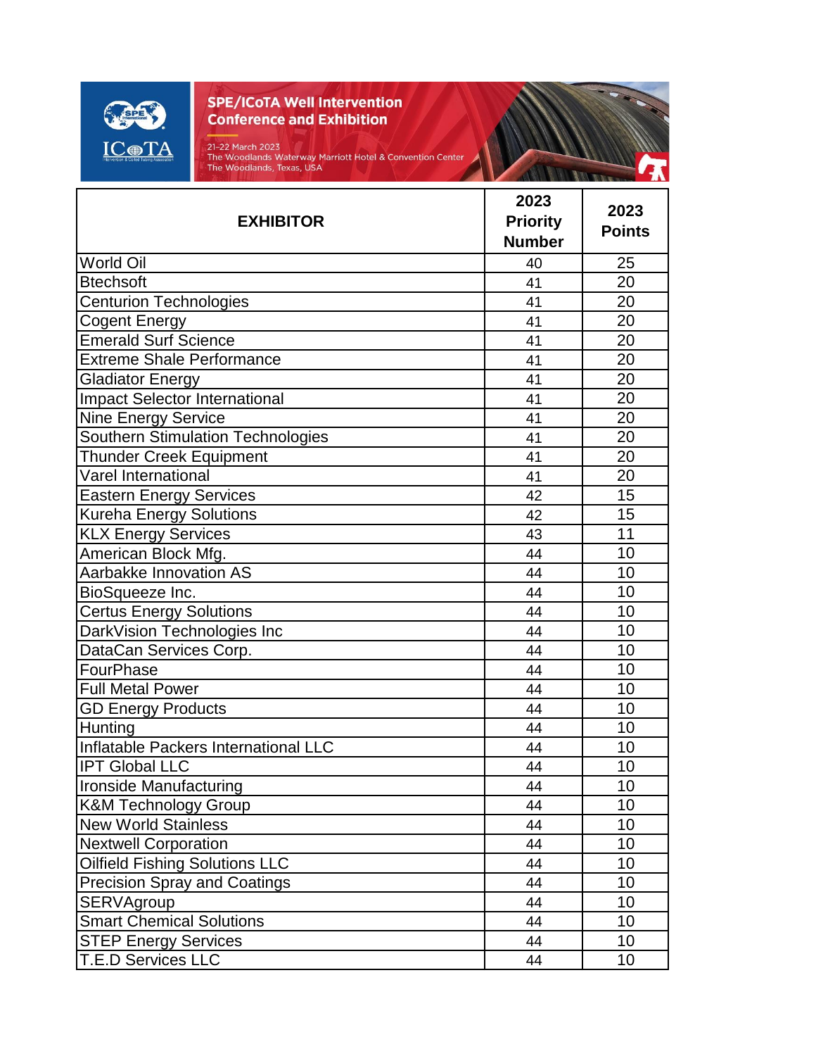| EXHIBITOR | 2023 Priority Number | 2023 Points |
|---|---|---|
| World Oil | 40 | 25 |
| Btechsoft | 41 | 20 |
| Centurion Technologies | 41 | 20 |
| Cogent Energy | 41 | 20 |
| Emerald Surf Science | 41 | 20 |
| Extreme Shale Performance | 41 | 20 |
| Gladiator Energy | 41 | 20 |
| Impact Selector International | 41 | 20 |
| Nine Energy Service | 41 | 20 |
| Southern Stimulation Technologies | 41 | 20 |
| Thunder Creek Equipment | 41 | 20 |
| Varel International | 41 | 20 |
| Eastern Energy Services | 42 | 15 |
| Kureha Energy Solutions | 42 | 15 |
| KLX Energy Services | 43 | 11 |
| American Block Mfg. | 44 | 10 |
| Aarbakke Innovation AS | 44 | 10 |
| BioSqueeze Inc. | 44 | 10 |
| Certus Energy Solutions | 44 | 10 |
| DarkVision Technologies Inc | 44 | 10 |
| DataCan Services Corp. | 44 | 10 |
| FourPhase | 44 | 10 |
| Full Metal Power | 44 | 10 |
| GD Energy Products | 44 | 10 |
| Hunting | 44 | 10 |
| Inflatable Packers International LLC | 44 | 10 |
| IPT Global LLC | 44 | 10 |
| Ironside Manufacturing | 44 | 10 |
| K&M Technology Group | 44 | 10 |
| New World Stainless | 44 | 10 |
| Nextwell Corporation | 44 | 10 |
| Oilfield Fishing Solutions LLC | 44 | 10 |
| Precision Spray and Coatings | 44 | 10 |
| SERVAgroup | 44 | 10 |
| Smart Chemical Solutions | 44 | 10 |
| STEP Energy Services | 44 | 10 |
| T.E.D Services LLC | 44 | 10 |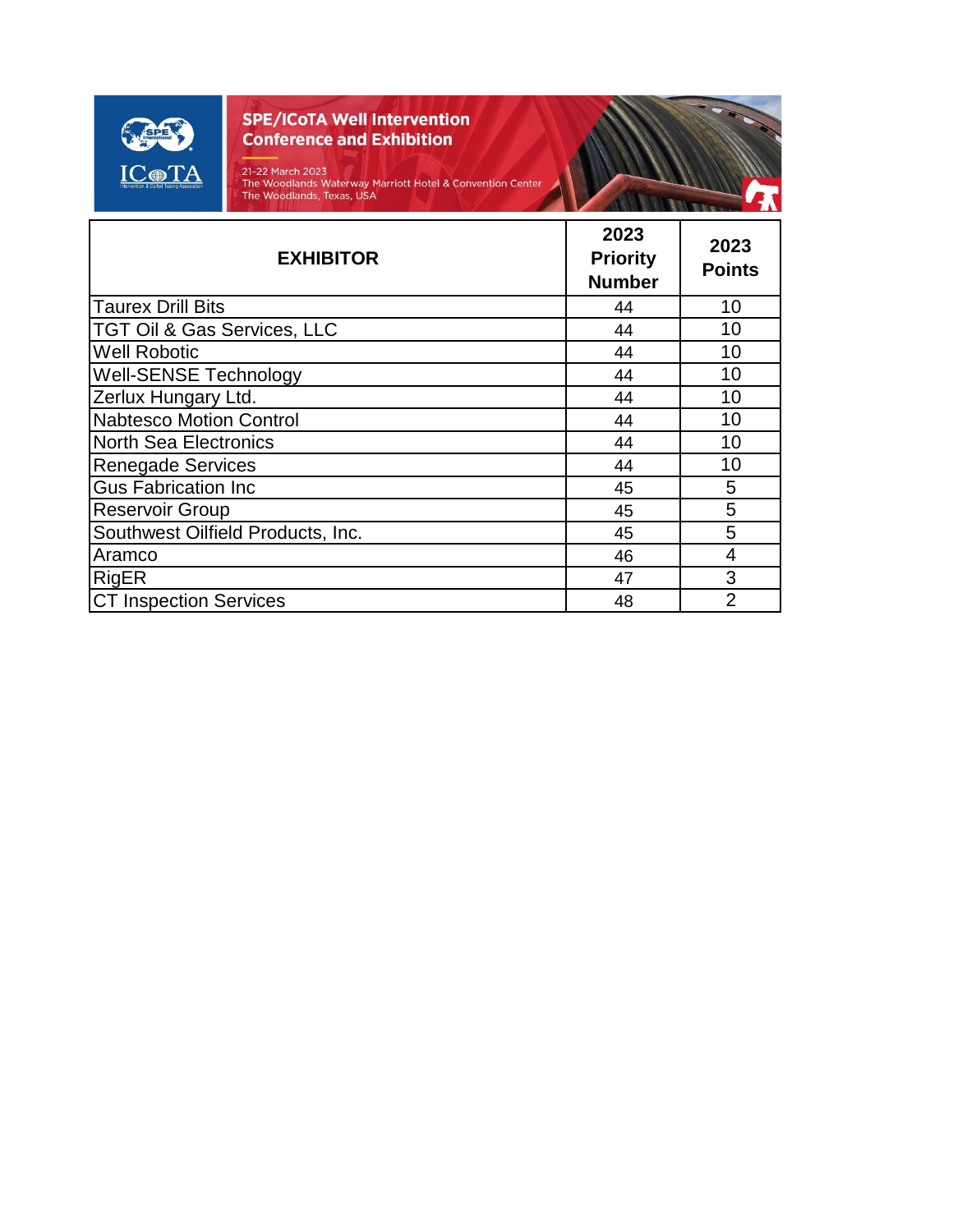| EXHIBITOR | 2023 Priority Number | 2023 Points |
|---|---|---|
| Taurex Drill Bits | 44 | 10 |
| TGT Oil & Gas Services, LLC | 44 | 10 |
| Well Robotic | 44 | 10 |
| Well-SENSE Technology | 44 | 10 |
| Zerlux Hungary Ltd. | 44 | 10 |
| Nabtesco Motion Control | 44 | 10 |
| North Sea Electronics | 44 | 10 |
| Renegade Services | 44 | 10 |
| Gus Fabrication Inc | 45 | 5 |
| Reservoir Group | 45 | 5 |
| Southwest Oilfield Products, Inc. | 45 | 5 |
| Aramco | 46 | 4 |
| RigER | 47 | 3 |
| CT Inspection Services | 48 | 2 |